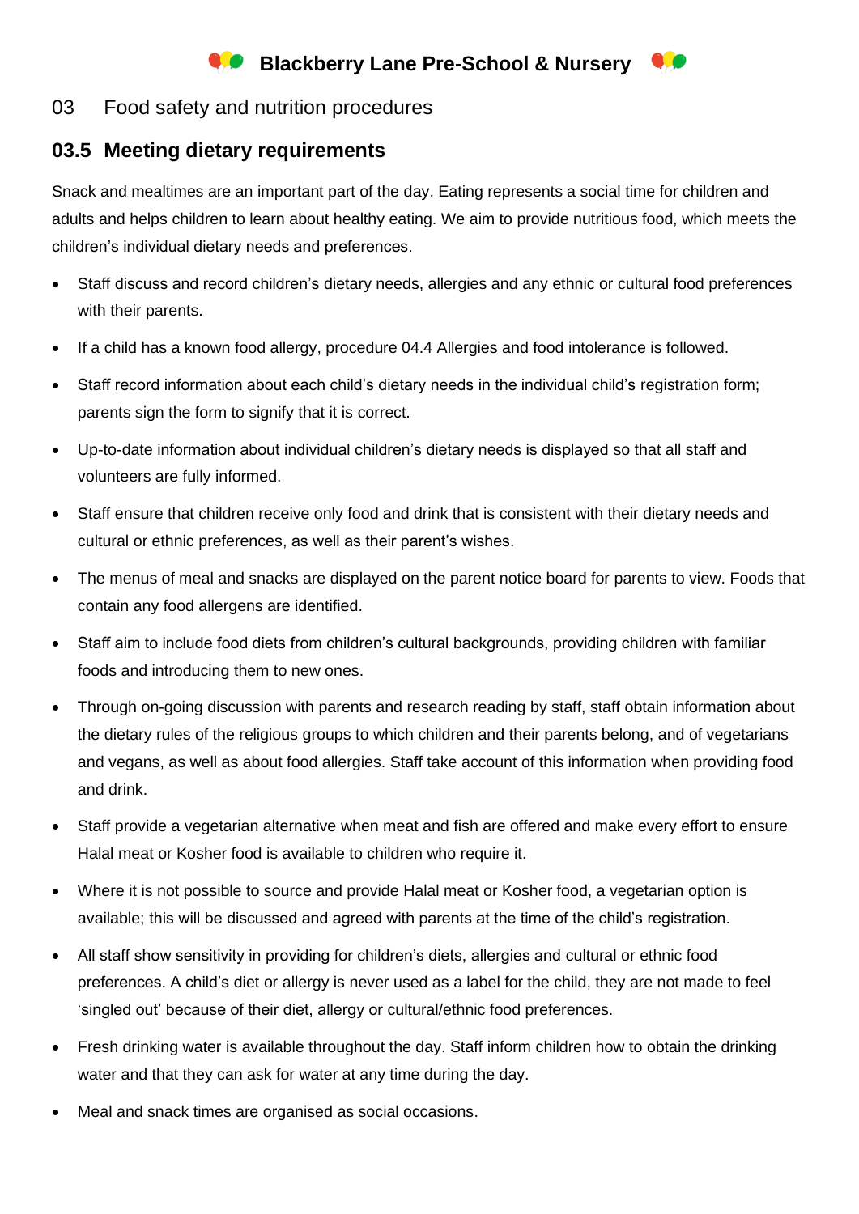# Blackberry Lane Pre-School & Nursery

## 03 Food safety and nutrition procedures

### 03.5 Meeting dietary requirements

Snack and mealtimes are an important part of the day. Eating represents a social time for children and adults and helps children to learn about healthy eating. We aim to provide nutritious food, which meets the children's individual dietary needs and preferences.

- Staff discuss and record children's dietary needs, allergies and any ethnic or cultural food preferences with their parents.
- If a child has a known food allergy, procedure 04.4 Allergies and food intolerance is followed.
- Staff record information about each child's dietary needs in the individual child's registration form; parents sign the form to signify that it is correct.
- Up-to-date information about individual children's dietary needs is displayed so that all staff and volunteers are fully informed.
- Staff ensure that children receive only food and drink that is consistent with their dietary needs and cultural or ethnic preferences, as well as their parent's wishes.
- The menus of meal and snacks are displayed on the parent notice board for parents to view. Foods that contain any food allergens are identified.
- Staff aim to include food diets from children's cultural backgrounds, providing children with familiar foods and introducing them to new ones.
- Through on-going discussion with parents and research reading by staff, staff obtain information about the dietary rules of the religious groups to which children and their parents belong, and of vegetarians and vegans, as well as about food allergies. Staff take account of this information when providing food and drink.
- Staff provide a vegetarian alternative when meat and fish are offered and make every effort to ensure Halal meat or Kosher food is available to children who require it.
- Where it is not possible to source and provide Halal meat or Kosher food, a vegetarian option is available; this will be discussed and agreed with parents at the time of the child's registration.
- All staff show sensitivity in providing for children's diets, allergies and cultural or ethnic food preferences. A child's diet or allergy is never used as a label for the child, they are not made to feel 'singled out' because of their diet, allergy or cultural/ethnic food preferences.
- Fresh drinking water is available throughout the day. Staff inform children how to obtain the drinking water and that they can ask for water at any time during the day.
- Meal and snack times are organised as social occasions.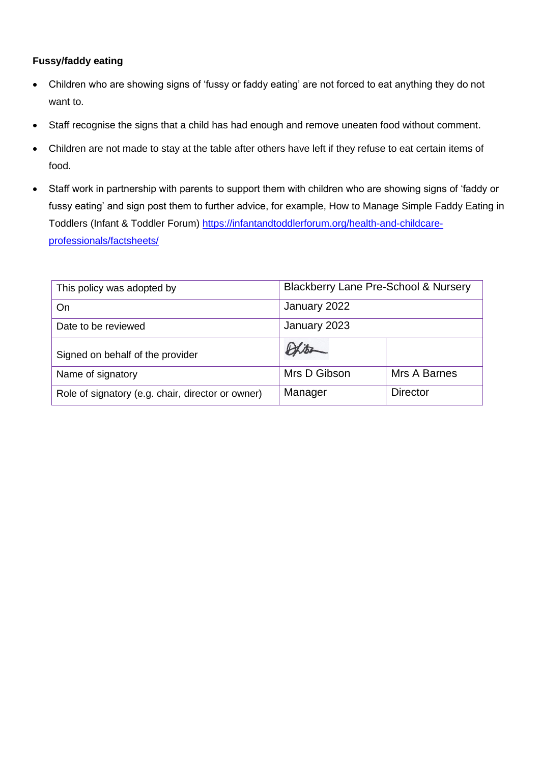**Fussy/faddy eating**

- Children who are showing signs of 'fussy or faddy eating' are not forced to eat anything they do not want to.
- Staff recognise the signs that a child has had enough and remove uneaten food without comment.
- Children are not made to stay at the table after others have left if they refuse to eat certain items of food.
- Staff work in partnership with parents to support them with children who are showing signs of 'faddy or fussy eating' and sign post them to further advice, for example, How to Manage Simple Faddy Eating in Toddlers (Infant & Toddler Forum) [https://infantandtoddlerforum.org/health-and-childcare-professionals/factsheets/](https://infantandtoddlerforum.org/health-and-childcare-professionals/factsheets/)

| | | |
|---|---|---|
| This policy was adopted by | Blackberry Lane Pre-School & Nursery | |
| On | January 2022 | |
| Date to be reviewed | January 2023 | |
| Signed on behalf of the provider | [signature] | |
| Name of signatory | Mrs D Gibson | Mrs A Barnes |
| Role of signatory (e.g. chair, director or owner) | Manager | Director |